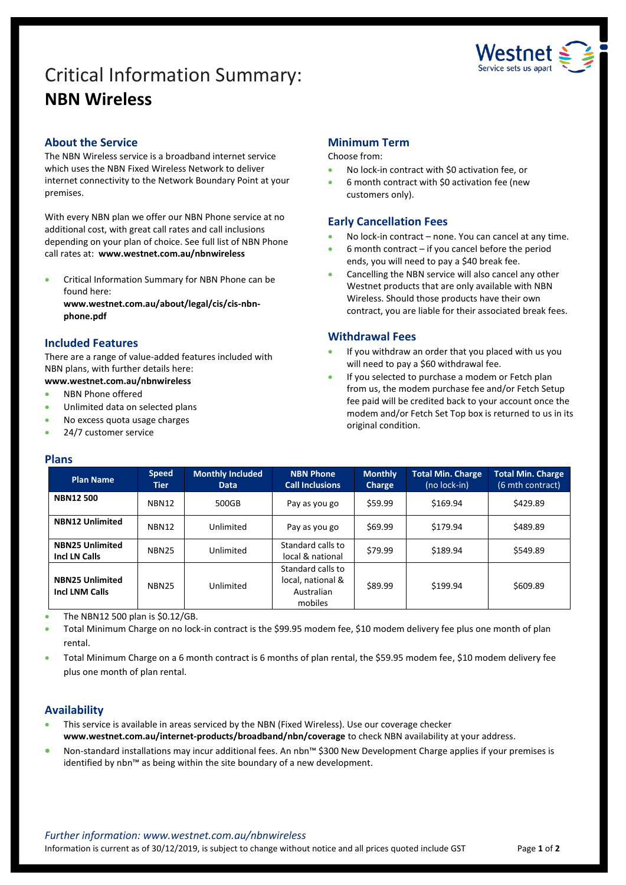# Critical Information Summary: **NBN Wireless**

## About the Service

The NBN Wireless service is a broadband internet service which uses the NBN Fixed Wireless Network to deliver internet connectivity to the Network Boundary Point at your premises.

With every NBN plan we offer our NBN Phone service at no additional cost, with great call rates and call inclusions depending on your plan of choice. See full list of NBN Phone call rates at: **www.westnet.com.au/nbnwireless**

- Critical Information Summary for NBN Phone can be found here: **www.westnet.com.au/about/legal/cis/cis-nbn-phone.pdf**

## Included Features

There are a range of value-added features included with NBN plans, with further details here: **www.westnet.com.au/nbnwireless**

- NBN Phone offered
- Unlimited data on selected plans
- No excess quota usage charges
- 24/7 customer service

## Minimum Term

Choose from:

- No lock-in contract with $0 activation fee, or
- 6 month contract with $0 activation fee (new customers only).

## Early Cancellation Fees

- No lock-in contract – none. You can cancel at any time.
- 6 month contract – if you cancel before the period ends, you will need to pay a $40 break fee.
- Cancelling the NBN service will also cancel any other Westnet products that are only available with NBN Wireless. Should those products have their own contract, you are liable for their associated break fees.

## Withdrawal Fees

- If you withdraw an order that you placed with us you will need to pay a $60 withdrawal fee.
- If you selected to purchase a modem or Fetch plan from us, the modem purchase fee and/or Fetch Setup fee paid will be credited back to your account once the modem and/or Fetch Set Top box is returned to us in its original condition.

## Plans

| Plan Name | Speed Tier | Monthly Included Data | NBN Phone Call Inclusions | Monthly Charge | Total Min. Charge (no lock-in) | Total Min. Charge (6 mth contract) |
|---|---|---|---|---|---|---|
| **NBN12 500** | NBN12 | 500GB | Pay as you go | $59.99 | $169.94 | $429.89 |
| **NBN12 Unlimited** | NBN12 | Unlimited | Pay as you go | $69.99 | $179.94 | $489.89 |
| **NBN25 Unlimited Incl LN Calls** | NBN25 | Unlimited | Standard calls to local & national | $79.99 | $189.94 | $549.89 |
| **NBN25 Unlimited Incl LNM Calls** | NBN25 | Unlimited | Standard calls to local, national & Australian mobiles | $89.99 | $199.94 | $609.89 |

- The NBN12 500 plan is $0.12/GB.
- Total Minimum Charge on no lock-in contract is the $99.95 modem fee, $10 modem delivery fee plus one month of plan rental.
- Total Minimum Charge on a 6 month contract is 6 months of plan rental, the $59.95 modem fee, $10 modem delivery fee plus one month of plan rental.

## Availability

- This service is available in areas serviced by the NBN (Fixed Wireless). Use our coverage checker **www.westnet.com.au/internet-products/broadband/nbn/coverage** to check NBN availability at your address.
- Non-standard installations may incur additional fees. An nbn™ $300 New Development Charge applies if your premises is identified by nbn™ as being within the site boundary of a new development.

*Further information: www.westnet.com.au/nbnwireless*

Information is current as of 30/12/2019, is subject to change without notice and all prices quoted include GST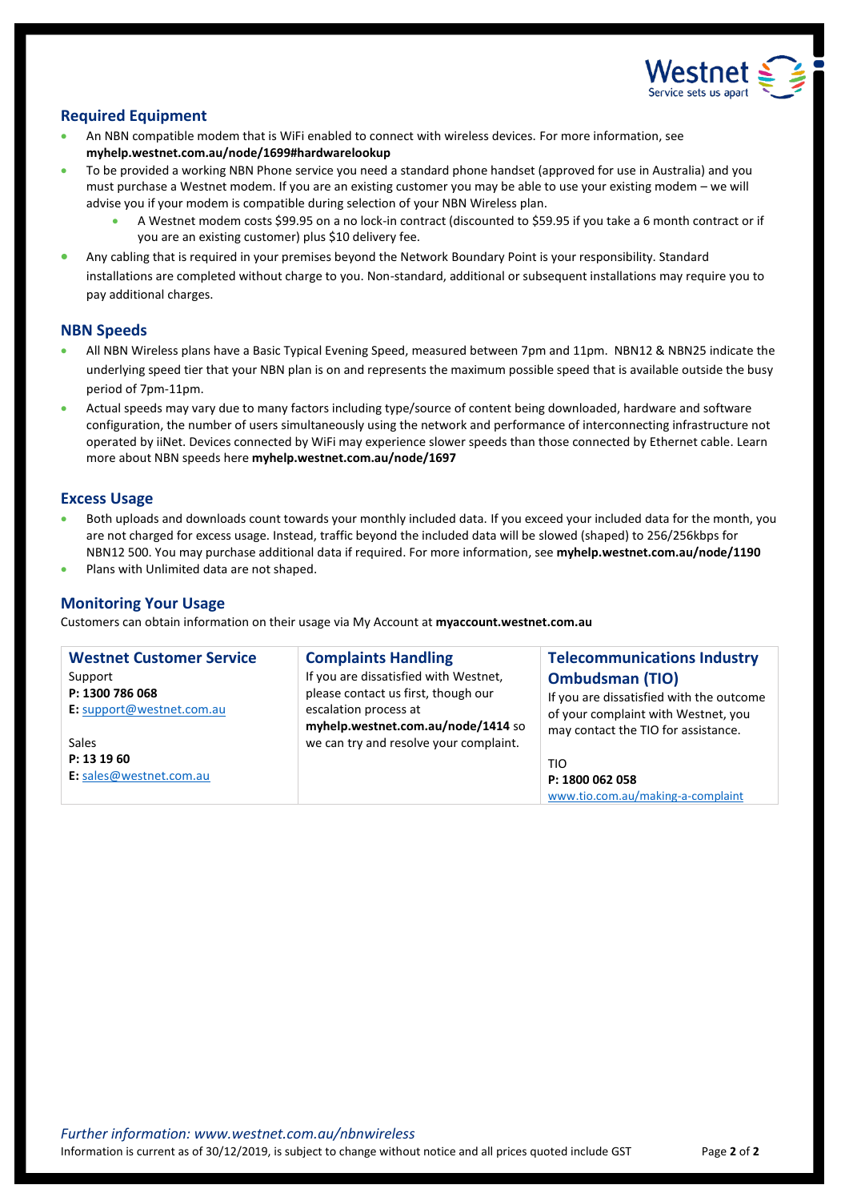## Required Equipment

- An NBN compatible modem that is WiFi enabled to connect with wireless devices. For more information, see **myhelp.westnet.com.au/node/1699#hardwarelookup**
- To be provided a working NBN Phone service you need a standard phone handset (approved for use in Australia) and you must purchase a Westnet modem. If you are an existing customer you may be able to use your existing modem – we will advise you if your modem is compatible during selection of your NBN Wireless plan.
  - A Westnet modem costs $99.95 on a no lock-in contract (discounted to $59.95 if you take a 6 month contract or if you are an existing customer) plus $10 delivery fee.
- Any cabling that is required in your premises beyond the Network Boundary Point is your responsibility. Standard installations are completed without charge to you. Non-standard, additional or subsequent installations may require you to pay additional charges.

## NBN Speeds

- All NBN Wireless plans have a Basic Typical Evening Speed, measured between 7pm and 11pm. NBN12 & NBN25 indicate the underlying speed tier that your NBN plan is on and represents the maximum possible speed that is available outside the busy period of 7pm-11pm.
- Actual speeds may vary due to many factors including type/source of content being downloaded, hardware and software configuration, the number of users simultaneously using the network and performance of interconnecting infrastructure not operated by iiNet. Devices connected by WiFi may experience slower speeds than those connected by Ethernet cable. Learn more about NBN speeds here **myhelp.westnet.com.au/node/1697**

## Excess Usage

- Both uploads and downloads count towards your monthly included data. If you exceed your included data for the month, you are not charged for excess usage. Instead, traffic beyond the included data will be slowed (shaped) to 256/256kbps for NBN12 500. You may purchase additional data if required. For more information, see **myhelp.westnet.com.au/node/1190**
- Plans with Unlimited data are not shaped.

## Monitoring Your Usage

Customers can obtain information on their usage via My Account at **myaccount.westnet.com.au**

| Westnet Customer Service | Complaints Handling | Telecommunications Industry Ombudsman (TIO) |
|---|---|---|
| Support<br>**P: 1300 786 068**<br>**E:** support@westnet.com.au<br><br>Sales<br>**P: 13 19 60**<br>**E:** sales@westnet.com.au | If you are dissatisfied with Westnet, please contact us first, though our escalation process at **myhelp.westnet.com.au/node/1414** so we can try and resolve your complaint. | If you are dissatisfied with the outcome of your complaint with Westnet, you may contact the TIO for assistance.<br><br>TIO<br>**P: 1800 062 058**<br>www.tio.com.au/making-a-complaint |

*Further information: www.westnet.com.au/nbnwireless*

Information is current as of 30/12/2019, is subject to change without notice and all prices quoted include GST